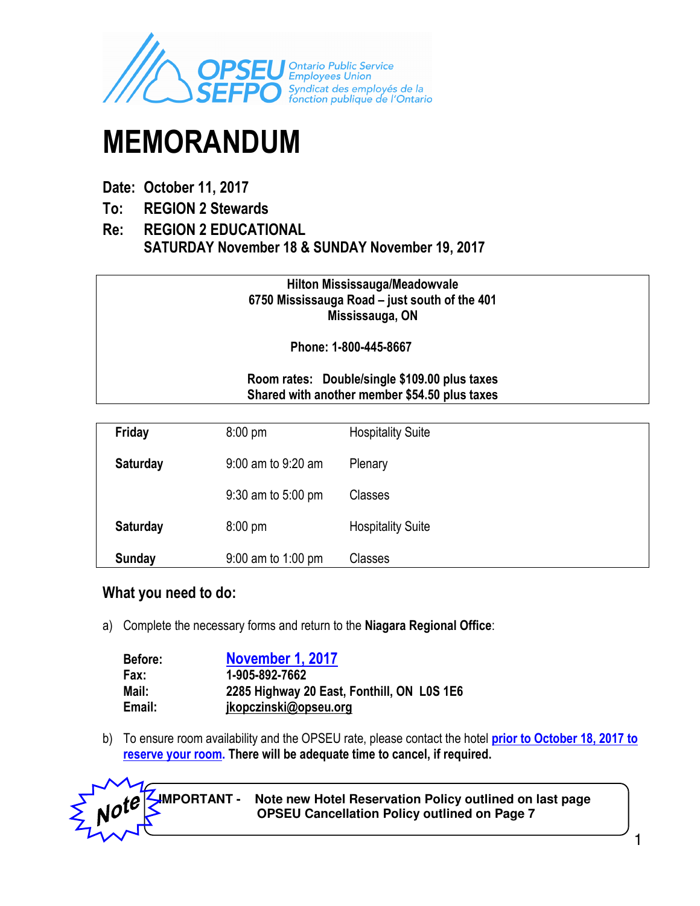OPSEU SEFPO Ontario Public Service Employees Union Syndicat des employés de la fonction publique de l'Ontario

# MEMORANDUM

**Date:** **October 11, 2017**

**To:** **REGION 2 Stewards**

**Re:** **REGION 2 EDUCATIONAL**
**SATURDAY November 18 & SUNDAY November 19, 2017**

**Hilton Mississauga/Meadowvale**
**6750 Mississauga Road – just south of the 401**
**Mississauga, ON**

**Phone: 1-800-445-8667**

**Room rates: Double/single $109.00 plus taxes**
**Shared with another member $54.50 plus taxes**

| Day | Time | Event |
|---|---|---|
| **Friday** | 8:00 pm | Hospitality Suite |
| **Saturday** | 9:00 am to 9:20 am | Plenary |
| | 9:30 am to 5:00 pm | Classes |
| **Saturday** | 8:00 pm | Hospitality Suite |
| **Sunday** | 9:00 am to 1:00 pm | Classes |

## What you need to do:

a) Complete the necessary forms and return to the **Niagara Regional Office**:

| | |
|---|---|
| **Before:** | **November 1, 2017** |
| **Fax:** | **1-905-892-7662** |
| **Mail:** | **2285 Highway 20 East, Fonthill, ON L0S 1E6** |
| **Email:** | **jkopczinski@opseu.org** |

b) To ensure room availability and the OPSEU rate, please contact the hotel **prior to October 18, 2017 to reserve your room**. **There will be adequate time to cancel, if required.**

*Note*

**IMPORTANT - Note new Hotel Reservation Policy outlined on last page**
**OPSEU Cancellation Policy outlined on Page 7**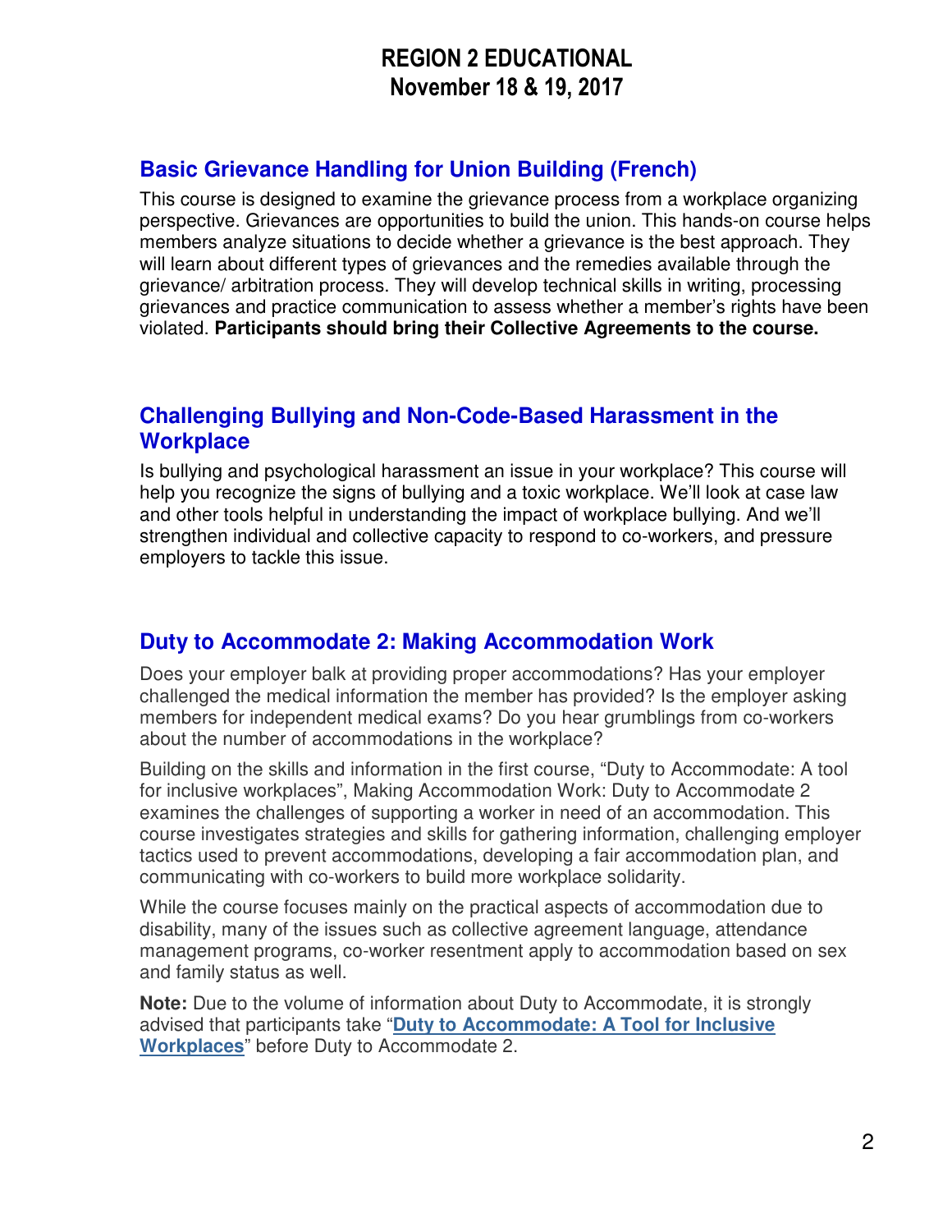# REGION 2 EDUCATIONAL
# November 18 & 19, 2017

## Basic Grievance Handling for Union Building (French)

This course is designed to examine the grievance process from a workplace organizing perspective. Grievances are opportunities to build the union. This hands-on course helps members analyze situations to decide whether a grievance is the best approach. They will learn about different types of grievances and the remedies available through the grievance/ arbitration process. They will develop technical skills in writing, processing grievances and practice communication to assess whether a member's rights have been violated. **Participants should bring their Collective Agreements to the course.**

## Challenging Bullying and Non-Code-Based Harassment in the Workplace

Is bullying and psychological harassment an issue in your workplace? This course will help you recognize the signs of bullying and a toxic workplace. We'll look at case law and other tools helpful in understanding the impact of workplace bullying. And we'll strengthen individual and collective capacity to respond to co-workers, and pressure employers to tackle this issue.

## Duty to Accommodate 2: Making Accommodation Work

Does your employer balk at providing proper accommodations? Has your employer challenged the medical information the member has provided? Is the employer asking members for independent medical exams? Do you hear grumblings from co-workers about the number of accommodations in the workplace?

Building on the skills and information in the first course, "Duty to Accommodate: A tool for inclusive workplaces", Making Accommodation Work: Duty to Accommodate 2 examines the challenges of supporting a worker in need of an accommodation. This course investigates strategies and skills for gathering information, challenging employer tactics used to prevent accommodations, developing a fair accommodation plan, and communicating with co-workers to build more workplace solidarity.

While the course focuses mainly on the practical aspects of accommodation due to disability, many of the issues such as collective agreement language, attendance management programs, co-worker resentment apply to accommodation based on sex and family status as well.

**Note:** Due to the volume of information about Duty to Accommodate, it is strongly advised that participants take "**Duty to Accommodate: A Tool for Inclusive Workplaces**" before Duty to Accommodate 2.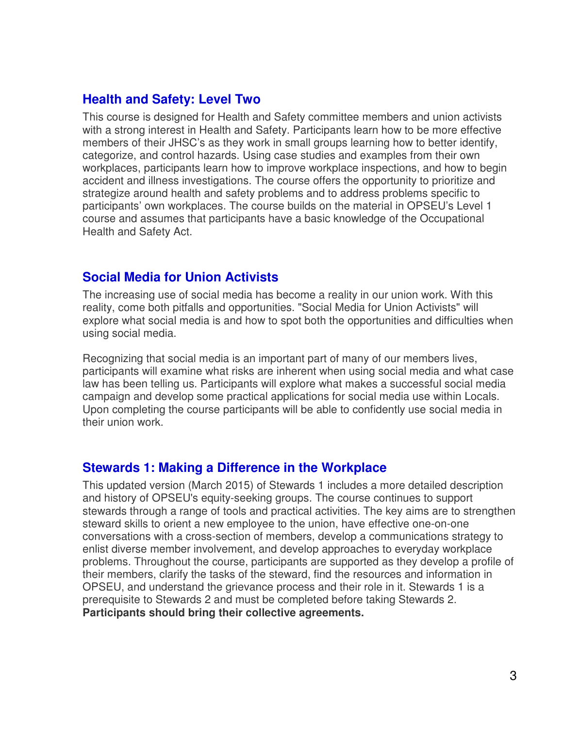## Health and Safety: Level Two

This course is designed for Health and Safety committee members and union activists with a strong interest in Health and Safety. Participants learn how to be more effective members of their JHSC's as they work in small groups learning how to better identify, categorize, and control hazards. Using case studies and examples from their own workplaces, participants learn how to improve workplace inspections, and how to begin accident and illness investigations. The course offers the opportunity to prioritize and strategize around health and safety problems and to address problems specific to participants' own workplaces. The course builds on the material in OPSEU's Level 1 course and assumes that participants have a basic knowledge of the Occupational Health and Safety Act.

## Social Media for Union Activists

The increasing use of social media has become a reality in our union work. With this reality, come both pitfalls and opportunities. "Social Media for Union Activists" will explore what social media is and how to spot both the opportunities and difficulties when using social media.

Recognizing that social media is an important part of many of our members lives, participants will examine what risks are inherent when using social media and what case law has been telling us. Participants will explore what makes a successful social media campaign and develop some practical applications for social media use within Locals. Upon completing the course participants will be able to confidently use social media in their union work.

## Stewards 1: Making a Difference in the Workplace

This updated version (March 2015) of Stewards 1 includes a more detailed description and history of OPSEU's equity-seeking groups. The course continues to support stewards through a range of tools and practical activities. The key aims are to strengthen steward skills to orient a new employee to the union, have effective one-on-one conversations with a cross-section of members, develop a communications strategy to enlist diverse member involvement, and develop approaches to everyday workplace problems. Throughout the course, participants are supported as they develop a profile of their members, clarify the tasks of the steward, find the resources and information in OPSEU, and understand the grievance process and their role in it. Stewards 1 is a prerequisite to Stewards 2 and must be completed before taking Stewards 2.
**Participants should bring their collective agreements.**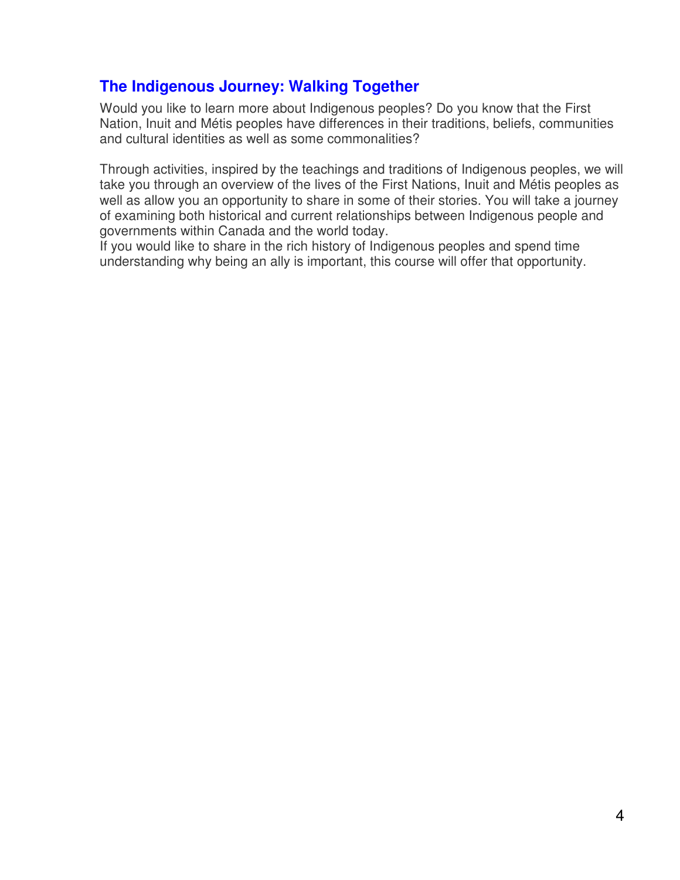## The Indigenous Journey: Walking Together

Would you like to learn more about Indigenous peoples? Do you know that the First Nation, Inuit and Métis peoples have differences in their traditions, beliefs, communities and cultural identities as well as some commonalities?

Through activities, inspired by the teachings and traditions of Indigenous peoples, we will take you through an overview of the lives of the First Nations, Inuit and Métis peoples as well as allow you an opportunity to share in some of their stories. You will take a journey of examining both historical and current relationships between Indigenous people and governments within Canada and the world today.
If you would like to share in the rich history of Indigenous peoples and spend time understanding why being an ally is important, this course will offer that opportunity.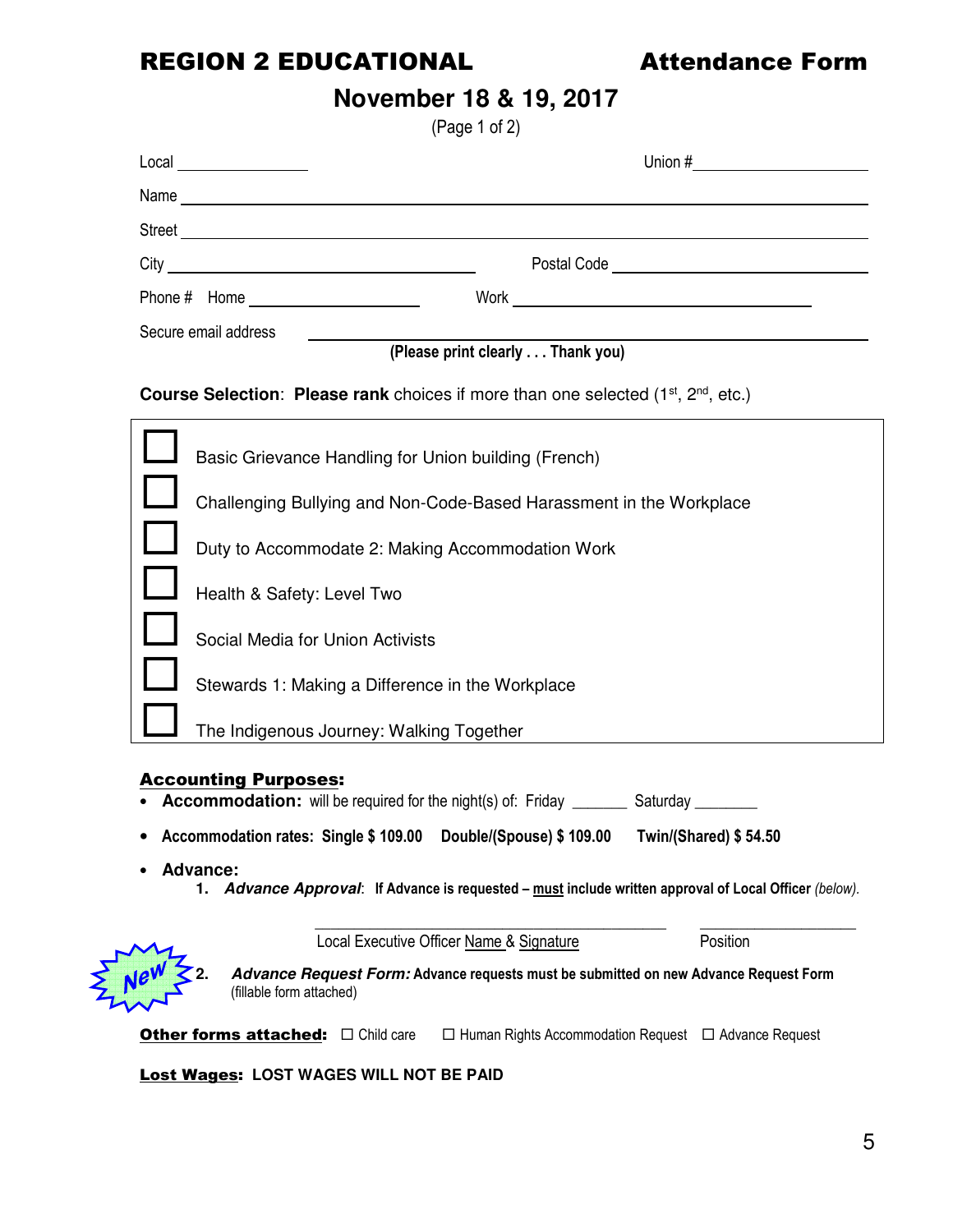# REGION 2 EDUCATIONAL Attendance Form

## November 18 & 19, 2017

(Page 1 of 2)

Local ______________ Union #__________________

Name ____________________________________________________________

Street ____________________________________________________________

City ________________________________ Postal Code ____________________________

Phone # Home __________________ Work ________________________________

Secure email address ________________________________________________

**(Please print clearly . . . Thank you)**

**Course Selection**: **Please rank** choices if more than one selected (1st, 2nd, etc.)

- ☐ Basic Grievance Handling for Union building (French)
- ☐ Challenging Bullying and Non-Code-Based Harassment in the Workplace
- ☐ Duty to Accommodate 2: Making Accommodation Work
- ☐ Health & Safety: Level Two
- ☐ Social Media for Union Activists
- ☐ Stewards 1: Making a Difference in the Workplace
- ☐ The Indigenous Journey: Walking Together

**Accounting Purposes:**

- **Accommodation:** will be required for the night(s) of: Friday ______ Saturday ________
- **Accommodation rates: Single $ 109.00 Double/(Spouse) $ 109.00 Twin/(Shared) $ 54.50**
- **Advance:**
  1. ***Advance Approval***: **If Advance is requested – must include written approval of Local Officer** *(below).*

     ____________________________________ ____________________

     Local Executive Officer Name & Signature Position

  2. ***Advance Request Form:*** **Advance requests must be submitted on new Advance Request Form** (fillable form attached)

New

**Other forms attached:** ☐ Child care ☐ Human Rights Accommodation Request ☐ Advance Request

**Lost Wages: LOST WAGES WILL NOT BE PAID**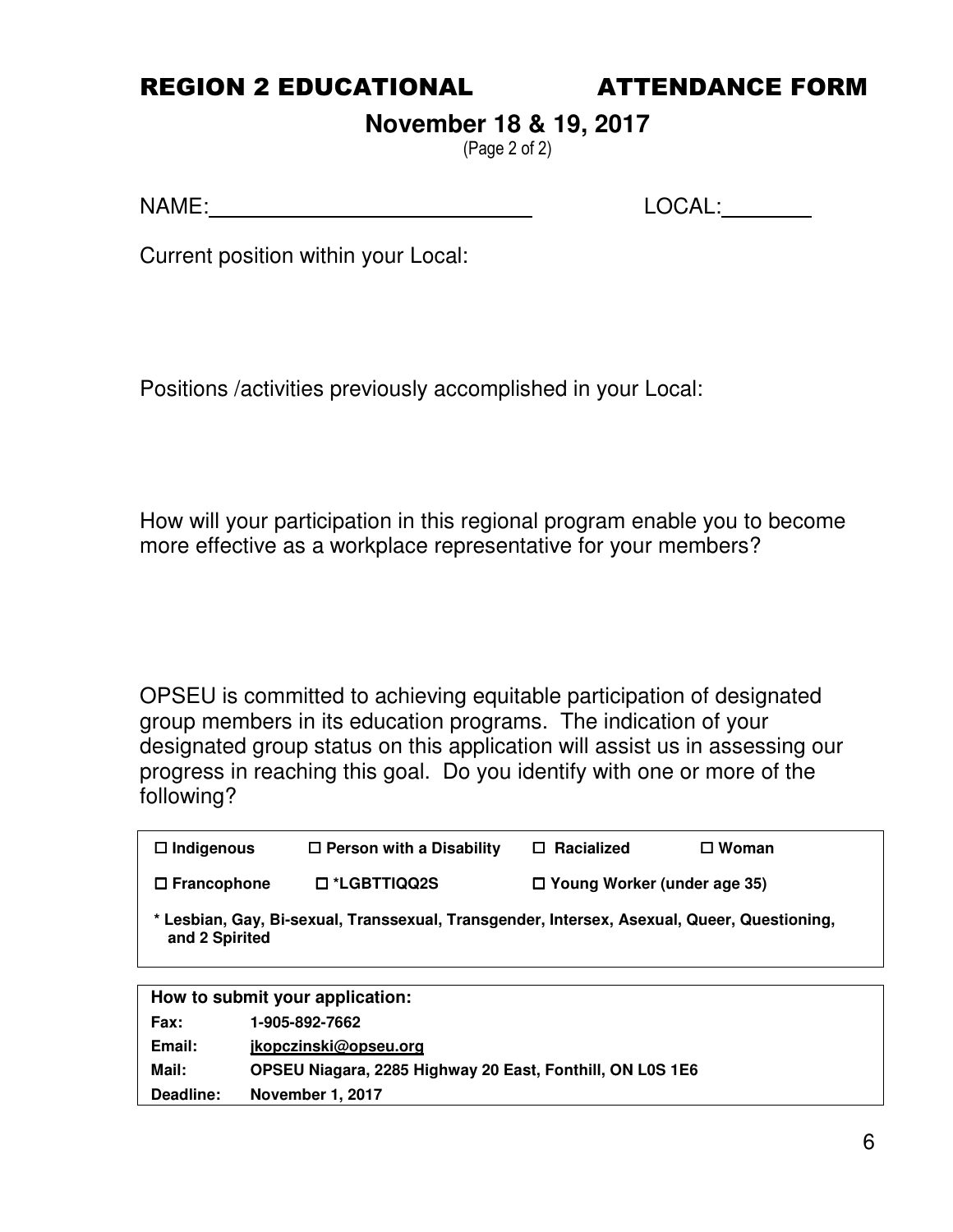# REGION 2 EDUCATIONAL ATTENDANCE FORM

**November 18 & 19, 2017**

(Page 2 of 2)

NAME:\_\_\_\_\_\_\_\_\_\_\_\_\_\_\_\_\_\_\_\_\_\_\_\_\_\_\_\_ LOCAL:\_\_\_\_\_\_\_\_

Current position within your Local:

Positions /activities previously accomplished in your Local:

How will your participation in this regional program enable you to become more effective as a workplace representative for your members?

OPSEU is committed to achieving equitable participation of designated group members in its education programs. The indication of your designated group status on this application will assist us in assessing our progress in reaching this goal. Do you identify with one or more of the following?

| | | | |
|---|---|---|---|
| ☐ **Indigenous** | ☐ **Person with a Disability** | ☐ **Racialized** | ☐ **Woman** |
| ☐ **Francophone** | ☐ **\*LGBTTIQQ2S** | ☐ **Young Worker (under age 35)** | |

**\* Lesbian, Gay, Bi-sexual, Transsexual, Transgender, Intersex, Asexual, Queer, Questioning, and 2 Spirited**

| **How to submit your application:** | |
|---|---|
| **Fax:** | **1-905-892-7662** |
| **Email:** | **jkopczinski@opseu.org** |
| **Mail:** | **OPSEU Niagara, 2285 Highway 20 East, Fonthill, ON L0S 1E6** |
| **Deadline:** | **November 1, 2017** |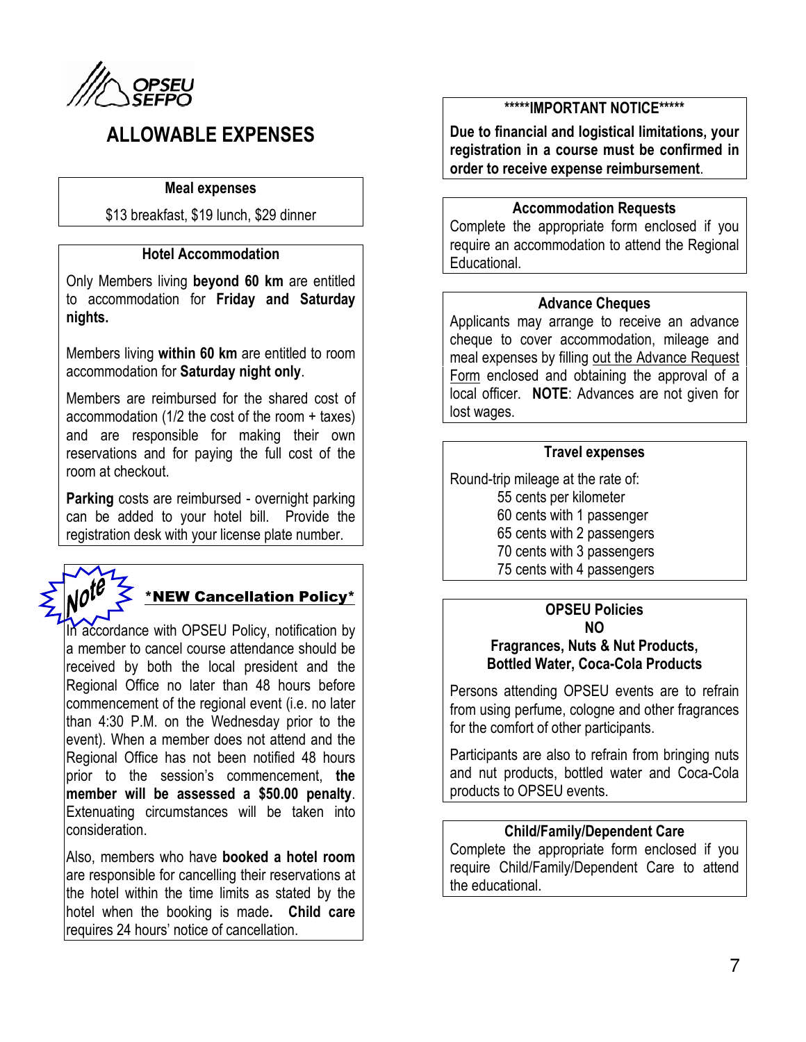OPSEU SEFPO

# ALLOWABLE EXPENSES

### Meal expenses

$13 breakfast, $19 lunch, $29 dinner

### Hotel Accommodation

Only Members living **beyond 60 km** are entitled to accommodation for **Friday and Saturday nights.**

Members living **within 60 km** are entitled to room accommodation for **Saturday night only**.

Members are reimbursed for the shared cost of accommodation (1/2 the cost of the room + taxes) and are responsible for making their own reservations and for paying the full cost of the room at checkout.

**Parking** costs are reimbursed - overnight parking can be added to your hotel bill. Provide the registration desk with your license plate number.

### Note *NEW Cancellation Policy*

In accordance with OPSEU Policy, notification by a member to cancel course attendance should be received by both the local president and the Regional Office no later than 48 hours before commencement of the regional event (i.e. no later than 4:30 P.M. on the Wednesday prior to the event). When a member does not attend and the Regional Office has not been notified 48 hours prior to the session's commencement, **the member will be assessed a $50.00 penalty**. Extenuating circumstances will be taken into consideration.

Also, members who have **booked a hotel room** are responsible for cancelling their reservations at the hotel within the time limits as stated by the hotel when the booking is made**. Child care** requires 24 hours' notice of cancellation.

### *****IMPORTANT NOTICE*****

**Due to financial and logistical limitations, your registration in a course must be confirmed in order to receive expense reimbursement**.

### Accommodation Requests

Complete the appropriate form enclosed if you require an accommodation to attend the Regional Educational.

### Advance Cheques

Applicants may arrange to receive an advance cheque to cover accommodation, mileage and meal expenses by filling out the Advance Request Form enclosed and obtaining the approval of a local officer. **NOTE**: Advances are not given for lost wages.

### Travel expenses

Round-trip mileage at the rate of:

- 55 cents per kilometer
- 60 cents with 1 passenger
- 65 cents with 2 passengers
- 70 cents with 3 passengers
- 75 cents with 4 passengers

### OPSEU Policies
### NO
### Fragrances, Nuts & Nut Products, Bottled Water, Coca-Cola Products

Persons attending OPSEU events are to refrain from using perfume, cologne and other fragrances for the comfort of other participants.

Participants are also to refrain from bringing nuts and nut products, bottled water and Coca-Cola products to OPSEU events.

### Child/Family/Dependent Care

Complete the appropriate form enclosed if you require Child/Family/Dependent Care to attend the educational.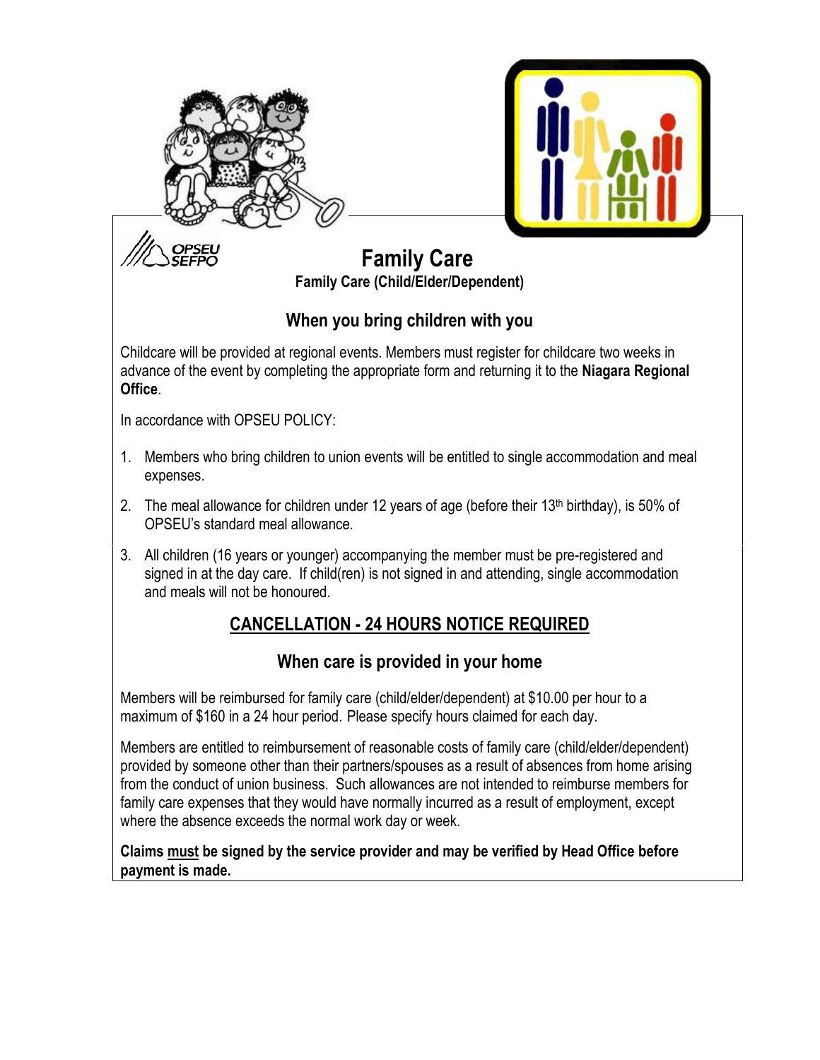OPSEU SEFPO

# Family Care

**Family Care (Child/Elder/Dependent)**

## When you bring children with you

Childcare will be provided at regional events. Members must register for childcare two weeks in advance of the event by completing the appropriate form and returning it to the **Niagara Regional Office**.

In accordance with OPSEU POLICY:

1. Members who bring children to union events will be entitled to single accommodation and meal expenses.
2. The meal allowance for children under 12 years of age (before their 13th birthday), is 50% of OPSEU's standard meal allowance.
3. All children (16 years or younger) accompanying the member must be pre-registered and signed in at the day care. If child(ren) is not signed in and attending, single accommodation and meals will not be honoured.

## CANCELLATION - 24 HOURS NOTICE REQUIRED

## When care is provided in your home

Members will be reimbursed for family care (child/elder/dependent) at $10.00 per hour to a maximum of $160 in a 24 hour period. Please specify hours claimed for each day.

Members are entitled to reimbursement of reasonable costs of family care (child/elder/dependent) provided by someone other than their partners/spouses as a result of absences from home arising from the conduct of union business. Such allowances are not intended to reimburse members for family care expenses that they would have normally incurred as a result of employment, except where the absence exceeds the normal work day or week.

**Claims must be signed by the service provider and may be verified by Head Office before payment is made.**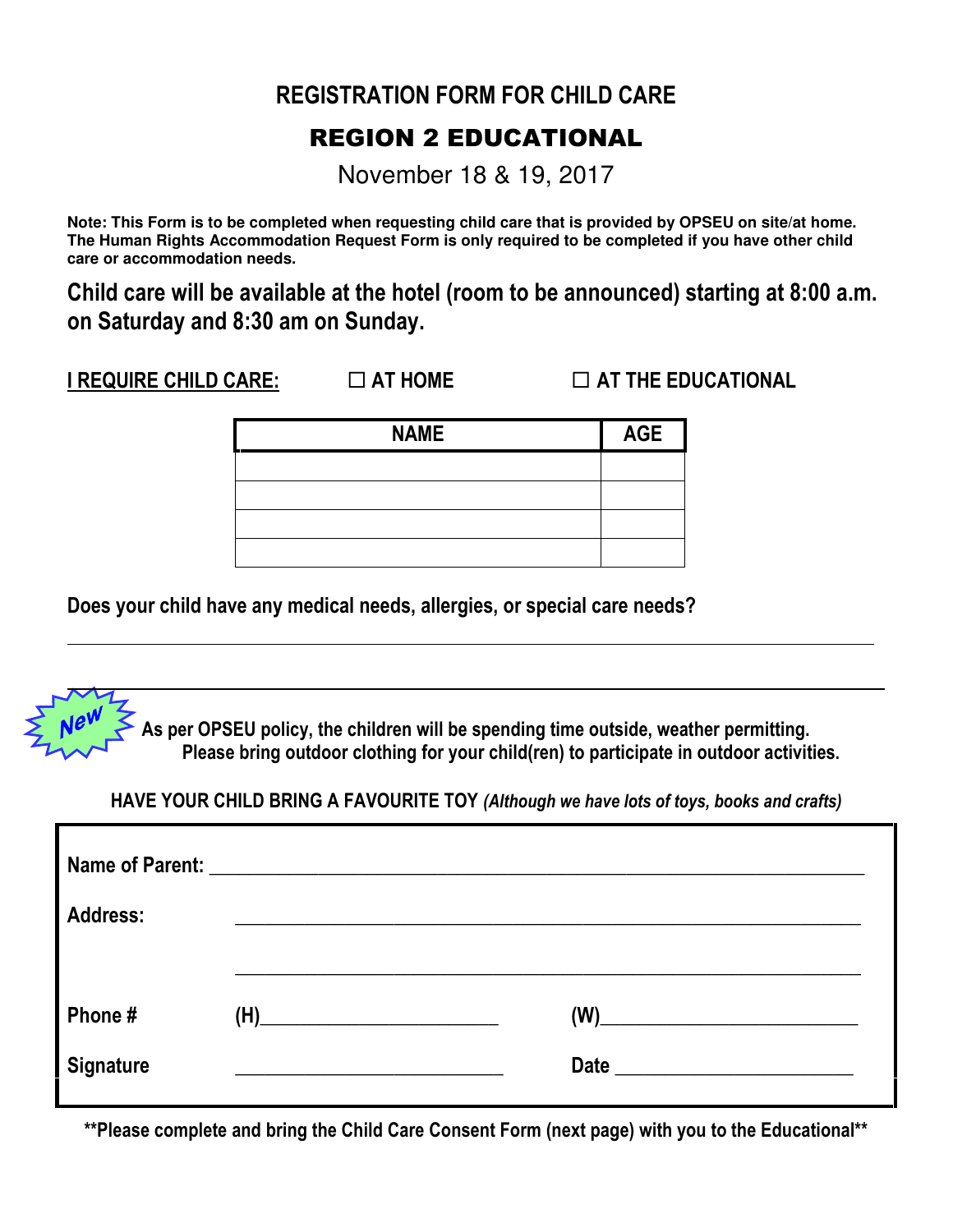# REGISTRATION FORM FOR CHILD CARE

## REGION 2 EDUCATIONAL

November 18 & 19, 2017

**Note: This Form is to be completed when requesting child care that is provided by OPSEU on site/at home. The Human Rights Accommodation Request Form is only required to be completed if you have other child care or accommodation needs.**

**Child care will be available at the hotel (room to be announced) starting at 8:00 a.m. on Saturday and 8:30 am on Sunday.**

**I REQUIRE CHILD CARE:** ☐ **AT HOME** ☐ **AT THE EDUCATIONAL**

| NAME | AGE |
|---|---|
| | |
| | |
| | |
| | |

**Does your child have any medical needs, allergies, or special care needs?**

_______________________________________________________________

_______________________________________________________________

New

**As per OPSEU policy, the children will be spending time outside, weather permitting. Please bring outdoor clothing for your child(ren) to participate in outdoor activities.**

**HAVE YOUR CHILD BRING A FAVOURITE TOY** ***(Although we have lots of toys, books and crafts)***

**Name of Parent:** _______________________________________________

**Address:** _______________________________________________

_______________________________________________

**Phone #** **(H)**________________________ **(W)**________________________

**Signature** ________________________ **Date** ________________________

**\*\*Please complete and bring the Child Care Consent Form (next page) with you to the Educational\*\***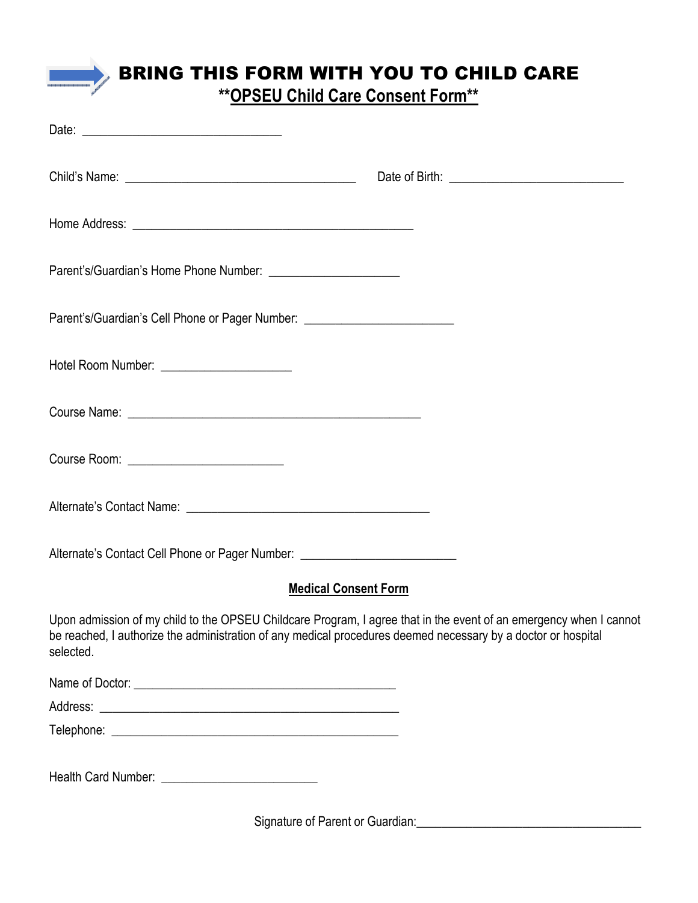# BRING THIS FORM WITH YOU TO CHILD CARE

## **OPSEU Child Care Consent Form**

Date: ______________________________

Child's Name: ___________________________________ Date of Birth: __________________________

Home Address: ___________________________________________

Parent's/Guardian's Home Phone Number: ___________________

Parent's/Guardian's Cell Phone or Pager Number: ______________________

Hotel Room Number: ___________________

Course Name: ____________________________________________

Course Room: _______________________

Alternate's Contact Name: _____________________________________

Alternate's Contact Cell Phone or Pager Number: _______________________

### Medical Consent Form

Upon admission of my child to the OPSEU Childcare Program, I agree that in the event of an emergency when I cannot be reached, I authorize the administration of any medical procedures deemed necessary by a doctor or hospital selected.

Name of Doctor: _______________________________________

Address: ____________________________________________

Telephone: __________________________________________

Health Card Number: _______________________

Signature of Parent or Guardian: ___________________________________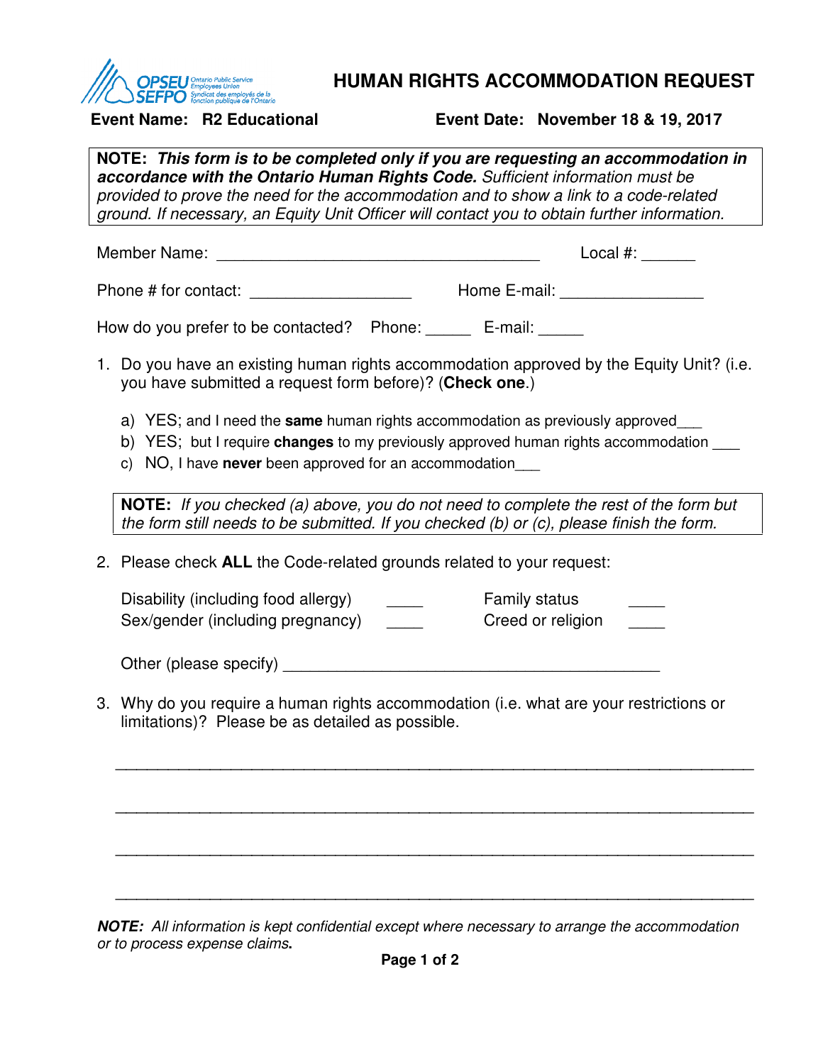OPSEU SEFPO Ontario Public Service Employees Union / Syndicat des employés de la fonction publique de l'Ontario

# HUMAN RIGHTS ACCOMMODATION REQUEST

**Event Name: R2 Educational** **Event Date: November 18 & 19, 2017**

> **NOTE:** ***This form is to be completed only if you are requesting an accommodation in accordance with the Ontario Human Rights Code.*** *Sufficient information must be provided to prove the need for the accommodation and to show a link to a code-related ground. If necessary, an Equity Unit Officer will contact you to obtain further information.*

Member Name: ____________________________________ Local #: ______

Phone # for contact: __________________ Home E-mail: ________________

How do you prefer to be contacted? Phone: _____ E-mail: _____

1. Do you have an existing human rights accommodation approved by the Equity Unit? (i.e. you have submitted a request form before)? (**Check one**.)

   a) YES; and I need the **same** human rights accommodation as previously approved___
   b) YES; but I require **changes** to my previously approved human rights accommodation ___
   c) NO, I have **never** been approved for an accommodation___

> **NOTE:** *If you checked (a) above, you do not need to complete the rest of the form but the form still needs to be submitted. If you checked (b) or (c), please finish the form.*

2. Please check **ALL** the Code-related grounds related to your request:

   Disability (including food allergy) _____ Family status _____
   Sex/gender (including pregnancy) _____ Creed or religion _____

   Other (please specify) ____________________________________________

3. Why do you require a human rights accommodation (i.e. what are your restrictions or limitations)? Please be as detailed as possible.

______________________________________________________________________

______________________________________________________________________

______________________________________________________________________

______________________________________________________________________

***NOTE:*** *All information is kept confidential except where necessary to arrange the accommodation or to process expense claims***.**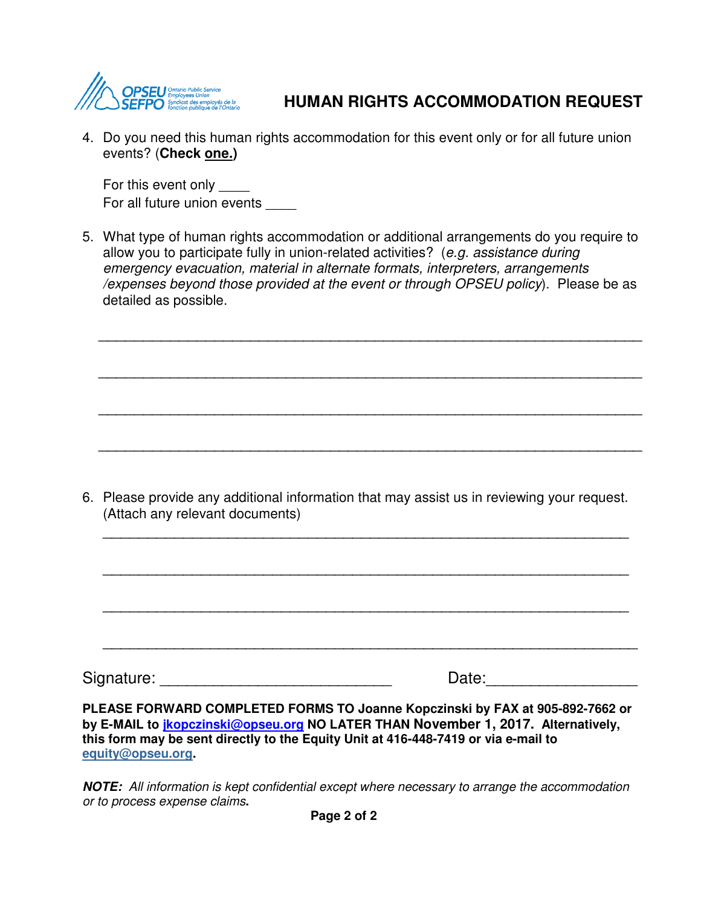# HUMAN RIGHTS ACCOMMODATION REQUEST

4. Do you need this human rights accommodation for this event only or for all future union events? (**Check one.**)

   For this event only ____
   For all future union events ____

5. What type of human rights accommodation or additional arrangements do you require to allow you to participate fully in union-related activities? (*e.g. assistance during emergency evacuation, material in alternate formats, interpreters, arrangements /expenses beyond those provided at the event or through OPSEU policy*). Please be as detailed as possible.

   ______________________________________________________________________

   ______________________________________________________________________

   ______________________________________________________________________

   ______________________________________________________________________

6. Please provide any additional information that may assist us in reviewing your request. (Attach any relevant documents)

   ______________________________________________________________________

   ______________________________________________________________________

   ______________________________________________________________________

   ______________________________________________________________________

Signature: ___________________________ Date:_________________

**PLEASE FORWARD COMPLETED FORMS TO Joanne Kopczinski by FAX at 905-892-7662 or by E-MAIL to jkopczinski@opseu.org NO LATER THAN November 1, 2017. Alternatively, this form may be sent directly to the Equity Unit at 416-448-7419 or via e-mail to equity@opseu.org.**

***NOTE:** All information is kept confidential except where necessary to arrange the accommodation or to process expense claims.*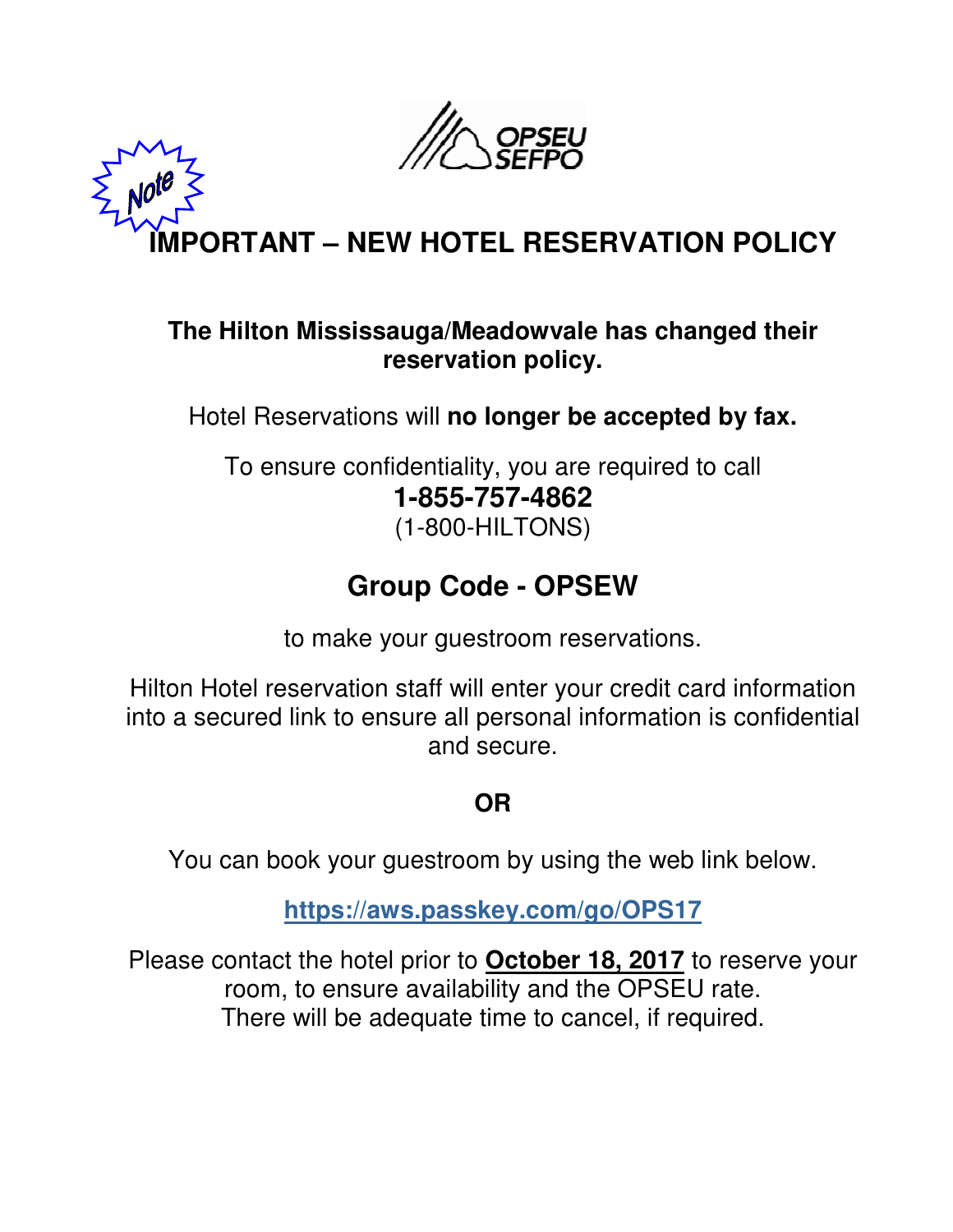OPSEU
SEFPO

Note

# IMPORTANT – NEW HOTEL RESERVATION POLICY

**The Hilton Mississauga/Meadowvale has changed their reservation policy.**

Hotel Reservations will **no longer be accepted by fax.**

To ensure confidentiality, you are required to call
**1-855-757-4862**
(1-800-HILTONS)

## Group Code - OPSEW

to make your guestroom reservations.

Hilton Hotel reservation staff will enter your credit card information into a secured link to ensure all personal information is confidential and secure.

**OR**

You can book your guestroom by using the web link below.

**https://aws.passkey.com/go/OPS17**

Please contact the hotel prior to **October 18, 2017** to reserve your room, to ensure availability and the OPSEU rate.
There will be adequate time to cancel, if required.